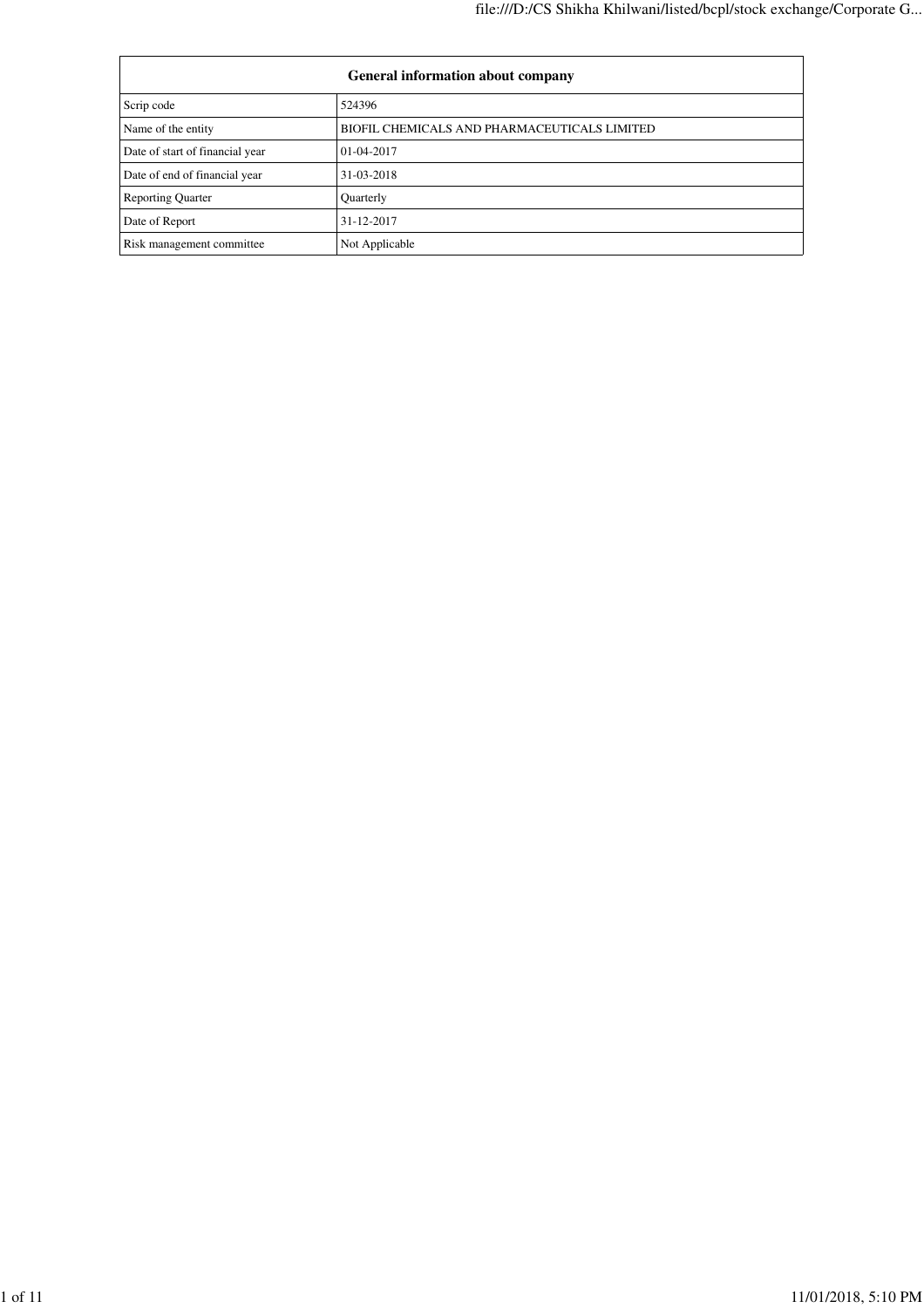| General information about company | |
|---|---|
| Scrip code | 524396 |
| Name of the entity | BIOFIL CHEMICALS AND PHARMACEUTICALS LIMITED |
| Date of start of financial year | 01-04-2017 |
| Date of end of financial year | 31-03-2018 |
| Reporting Quarter | Quarterly |
| Date of Report | 31-12-2017 |
| Risk management committee | Not Applicable |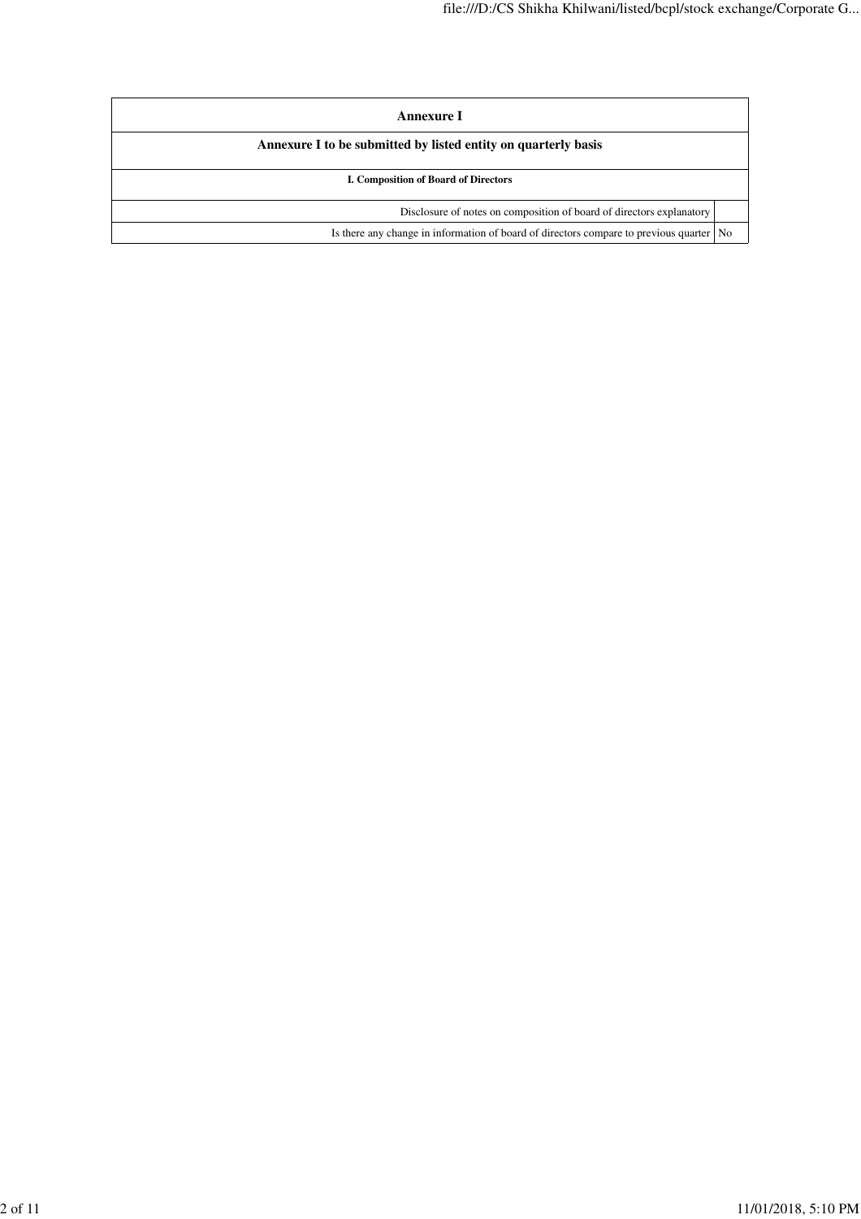| Annexure I | |
|---|---|
| Annexure I to be submitted by listed entity on quarterly basis | |
| I. Composition of Board of Directors | |
| Disclosure of notes on composition of board of directors explanatory | |
| Is there any change in information of board of directors compare to previous quarter | No |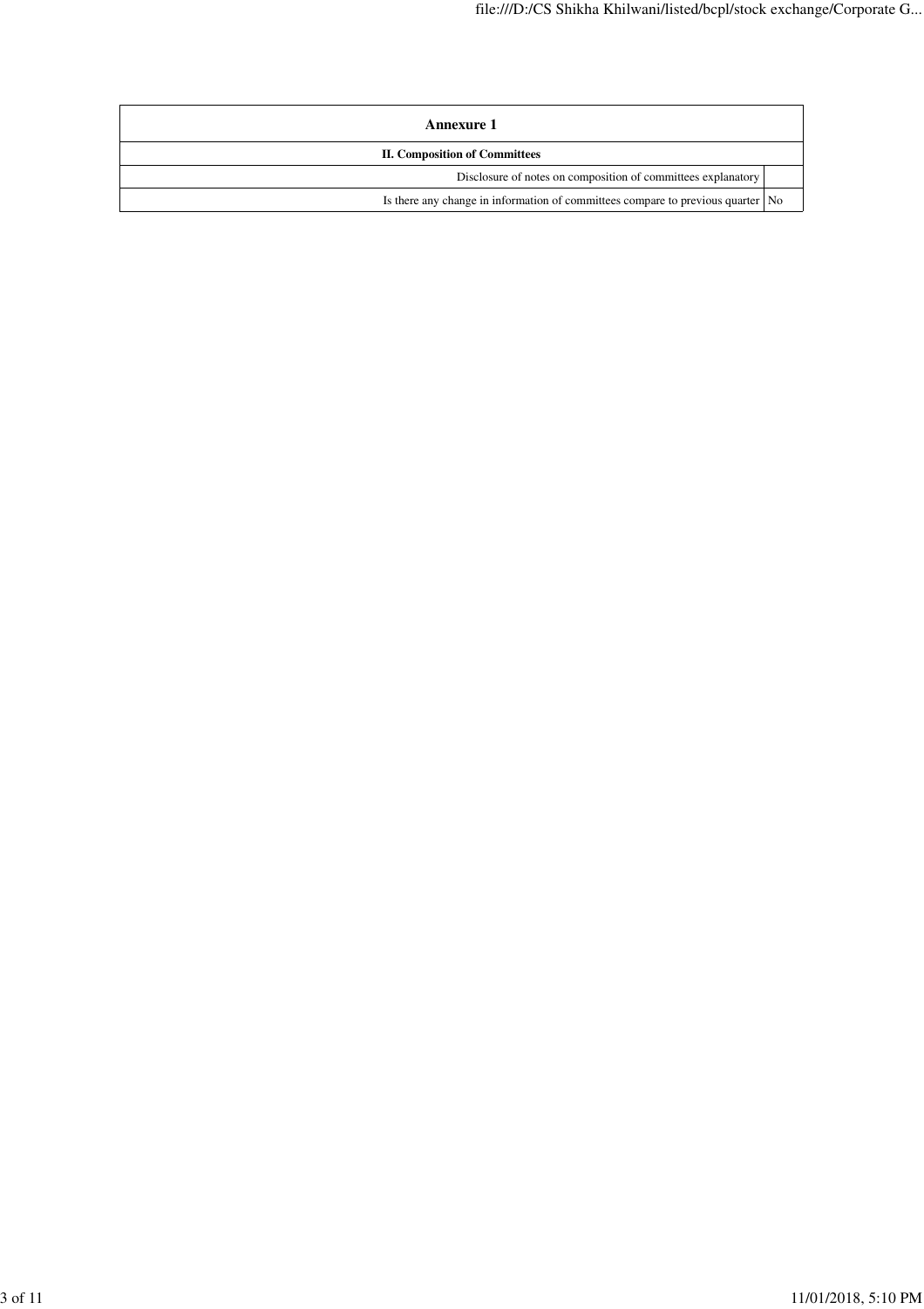| Annexure 1 | |
|---|---|
| **II. Composition of Committees** | |
| Disclosure of notes on composition of committees explanatory | |
| Is there any change in information of committees compare to previous quarter | No |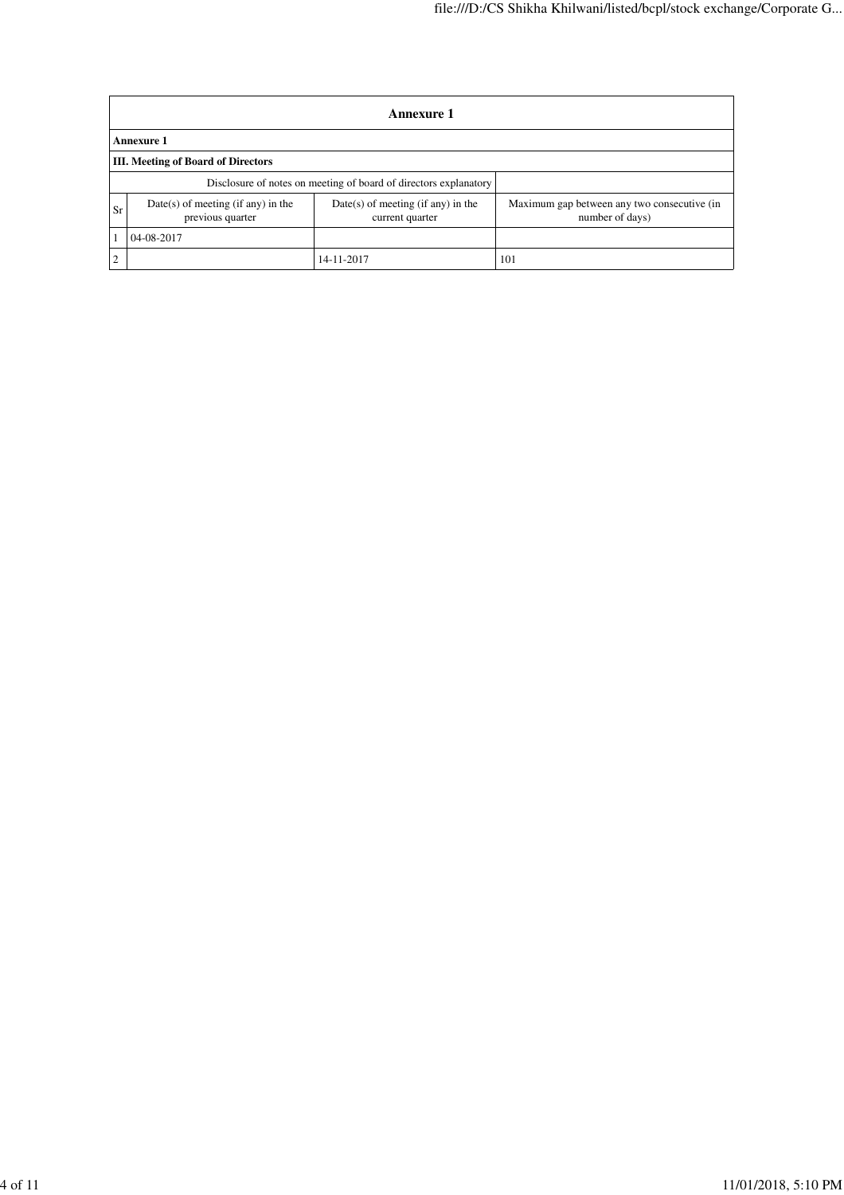| Annexure 1 | | | |
|---|---|---|---|
| **Annexure 1** | | | |
| **III. Meeting of Board of Directors** | | | |
| Disclosure of notes on meeting of board of directors explanatory | | | |
| Sr | Date(s) of meeting (if any) in the previous quarter | Date(s) of meeting (if any) in the current quarter | Maximum gap between any two consecutive (in number of days) |
| 1 | 04-08-2017 | | |
| 2 | | 14-11-2017 | 101 |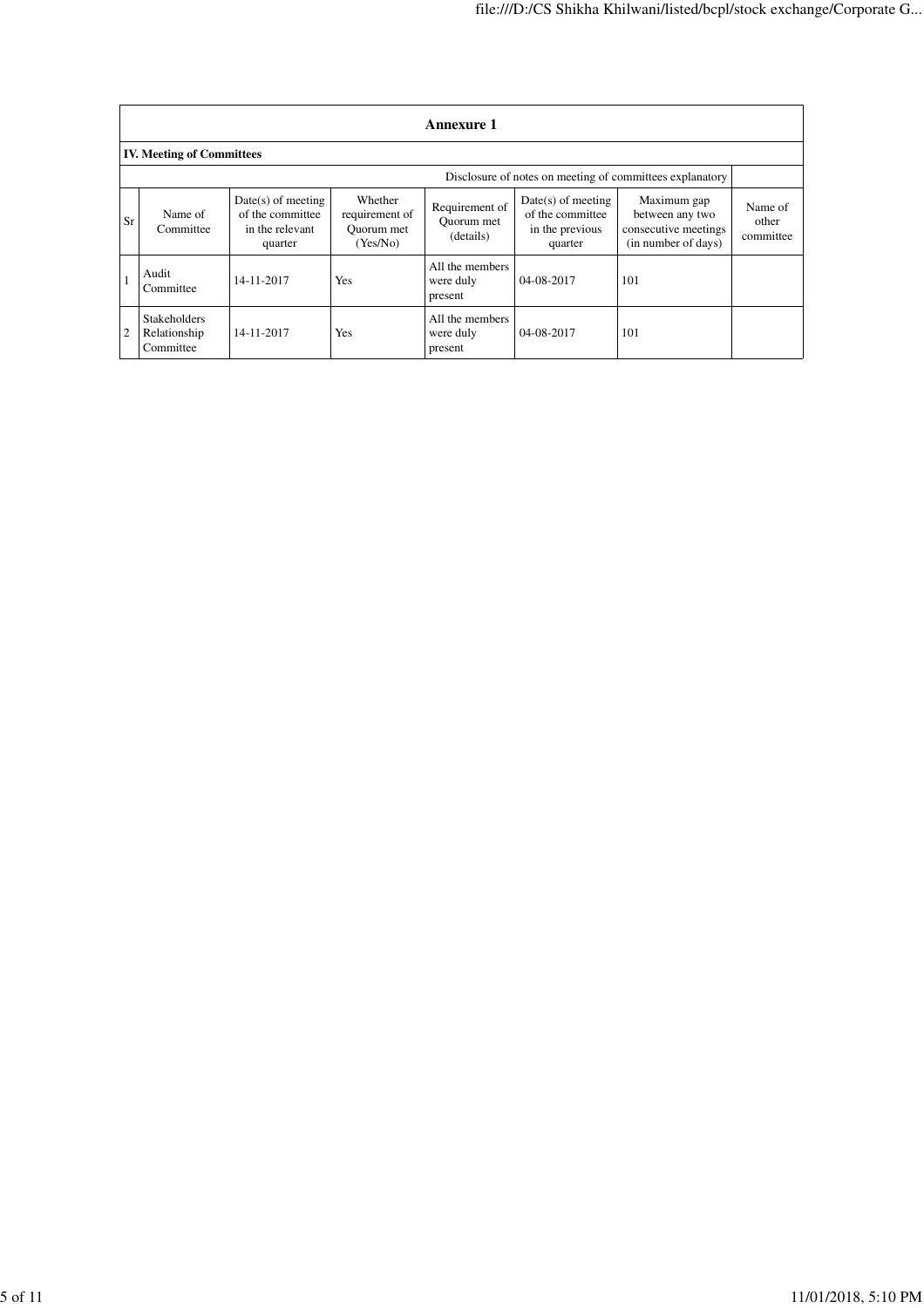**Annexure 1**

**IV. Meeting of Committees**

| Disclosure of notes on meeting of committees explanatory | | | | | | | |
|---|---|---|---|---|---|---|---|
| Sr | Name of Committee | Date(s) of meeting of the committee in the relevant quarter | Whether requirement of Quorum met (Yes/No) | Requirement of Quorum met (details) | Date(s) of meeting of the committee in the previous quarter | Maximum gap between any two consecutive meetings (in number of days) | Name of other committee |
| 1 | Audit Committee | 14-11-2017 | Yes | All the members were duly present | 04-08-2017 | 101 | |
| 2 | Stakeholders Relationship Committee | 14-11-2017 | Yes | All the members were duly present | 04-08-2017 | 101 | |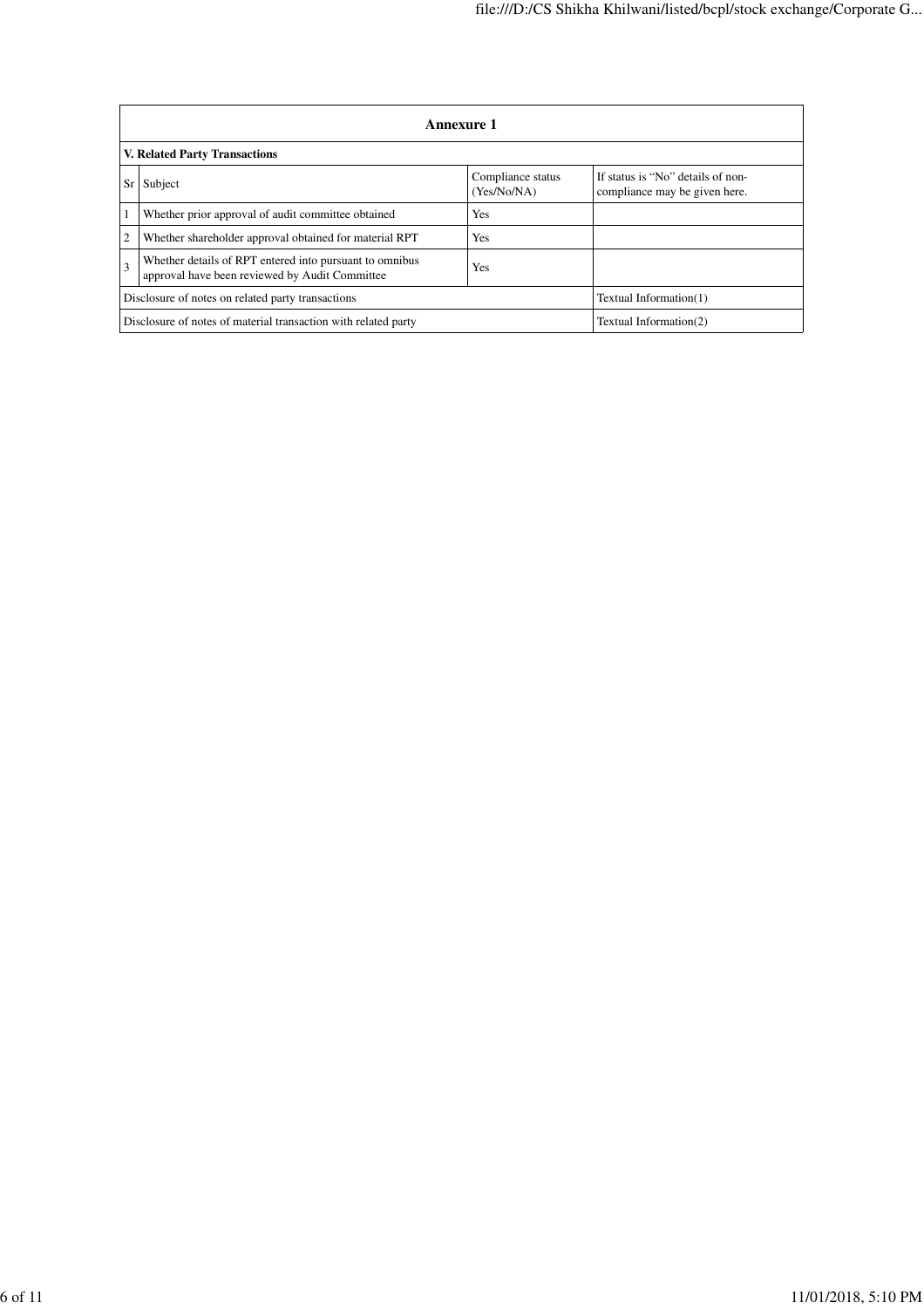| Annexure 1 | | | |
|---|---|---|---|
| **V. Related Party Transactions** | | | |
| Sr | Subject | Compliance status (Yes/No/NA) | If status is "No" details of non-compliance may be given here. |
| 1 | Whether prior approval of audit committee obtained | Yes | |
| 2 | Whether shareholder approval obtained for material RPT | Yes | |
| 3 | Whether details of RPT entered into pursuant to omnibus approval have been reviewed by Audit Committee | Yes | |
| Disclosure of notes on related party transactions | | | Textual Information(1) |
| Disclosure of notes of material transaction with related party | | | Textual Information(2) |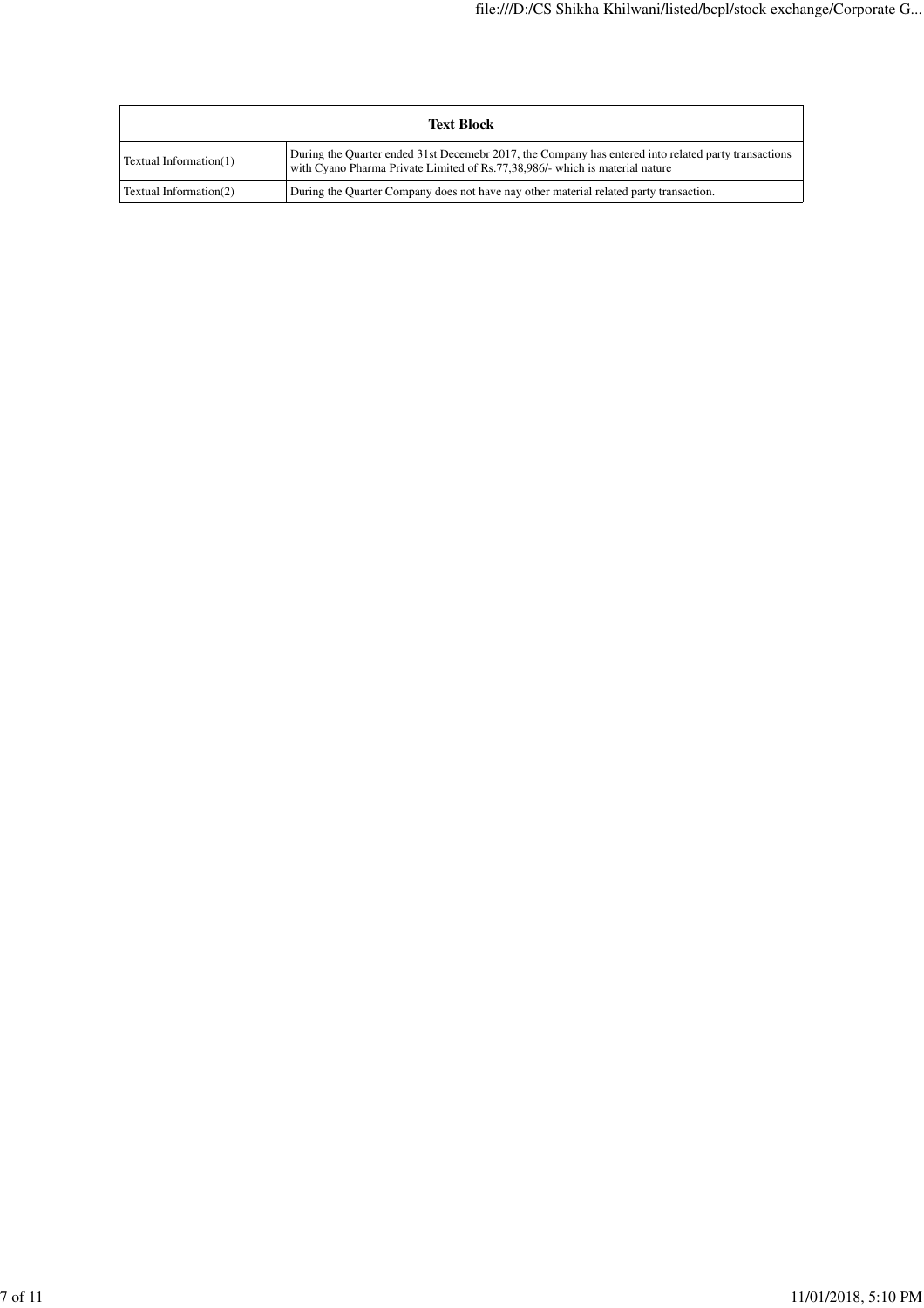| Text Block | |
|---|---|
| Textual Information(1) | During the Quarter ended 31st Decemebr 2017, the Company has entered into related party transactions with Cyano Pharma Private Limited of Rs.77,38,986/- which is material nature |
| Textual Information(2) | During the Quarter Company does not have nay other material related party transaction. |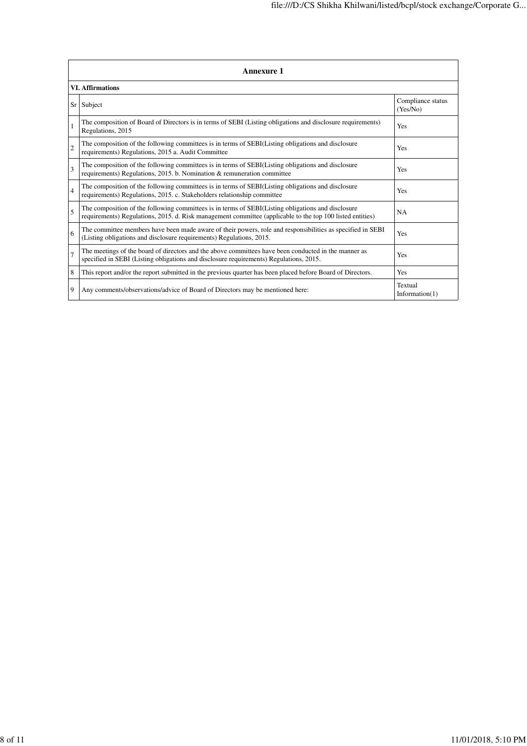## Annexure 1

### VI. Affirmations

| Sr | Subject | Compliance status (Yes/No) |
|---|---|---|
| 1 | The composition of Board of Directors is in terms of SEBI (Listing obligations and disclosure requirements) Regulations, 2015 | Yes |
| 2 | The composition of the following committees is in terms of SEBI(Listing obligations and disclosure requirements) Regulations, 2015 a. Audit Committee | Yes |
| 3 | The composition of the following committees is in terms of SEBI(Listing obligations and disclosure requirements) Regulations, 2015. b. Nomination & remuneration committee | Yes |
| 4 | The composition of the following committees is in terms of SEBI(Listing obligations and disclosure requirements) Regulations, 2015. c. Stakeholders relationship committee | Yes |
| 5 | The composition of the following committees is in terms of SEBI(Listing obligations and disclosure requirements) Regulations, 2015. d. Risk management committee (applicable to the top 100 listed entities) | NA |
| 6 | The committee members have been made aware of their powers, role and responsibilities as specified in SEBI (Listing obligations and disclosure requirements) Regulations, 2015. | Yes |
| 7 | The meetings of the board of directors and the above committees have been conducted in the manner as specified in SEBI (Listing obligations and disclosure requirements) Regulations, 2015. | Yes |
| 8 | This report and/or the report submitted in the previous quarter has been placed before Board of Directors. | Yes |
| 9 | Any comments/observations/advice of Board of Directors may be mentioned here: | Textual Information(1) |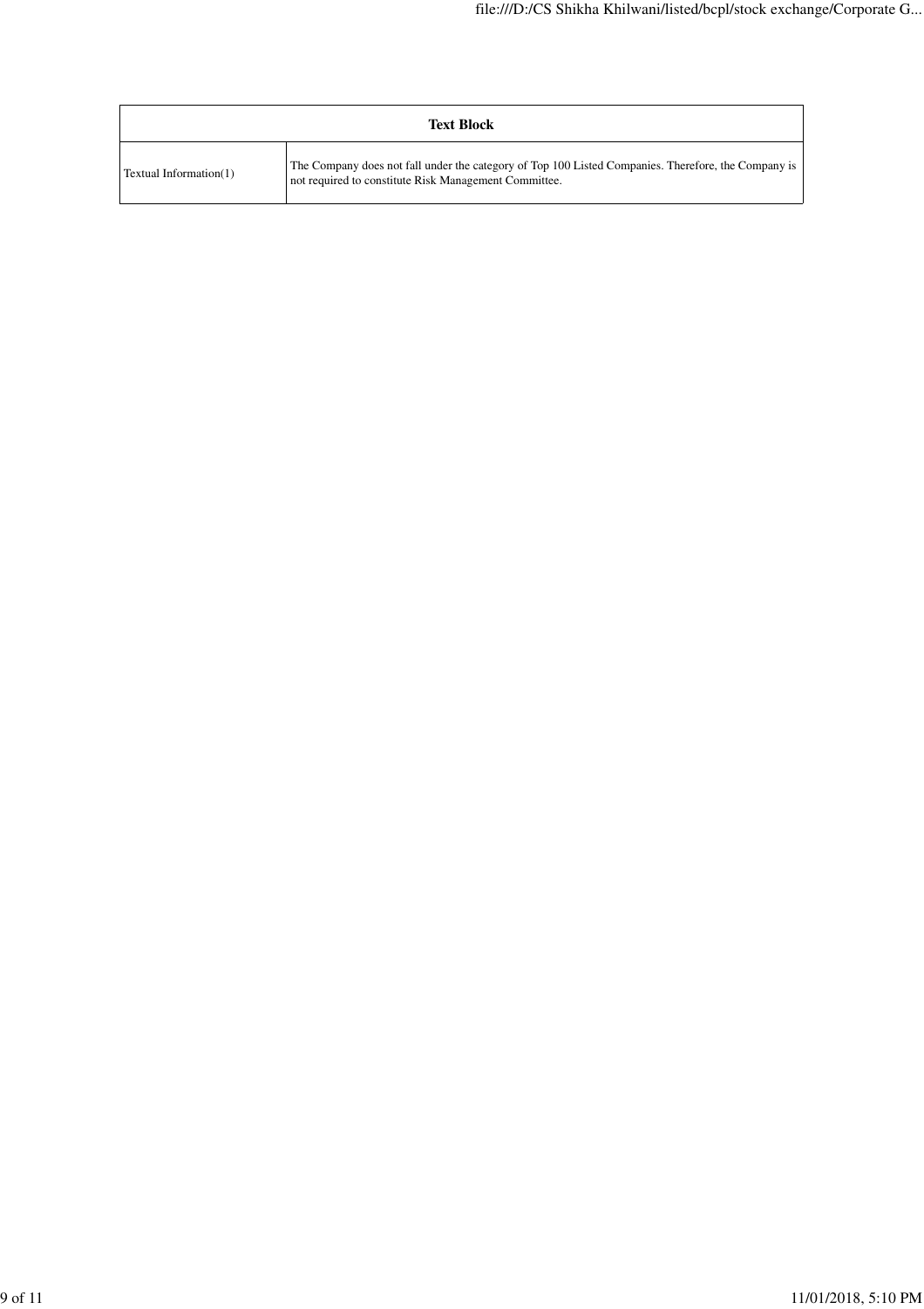| Text Block | |
| --- | --- |
| Textual Information(1) | The Company does not fall under the category of Top 100 Listed Companies. Therefore, the Company is not required to constitute Risk Management Committee. |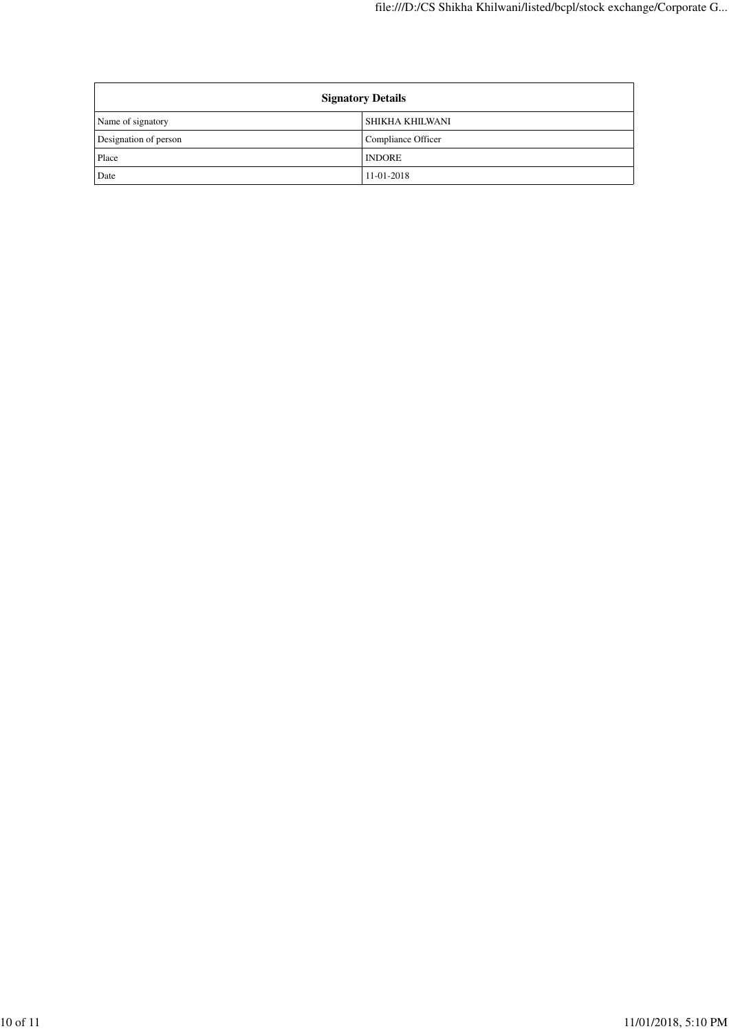| Signatory Details | |
|---|---|
| Name of signatory | SHIKHA KHILWANI |
| Designation of person | Compliance Officer |
| Place | INDORE |
| Date | 11-01-2018 |